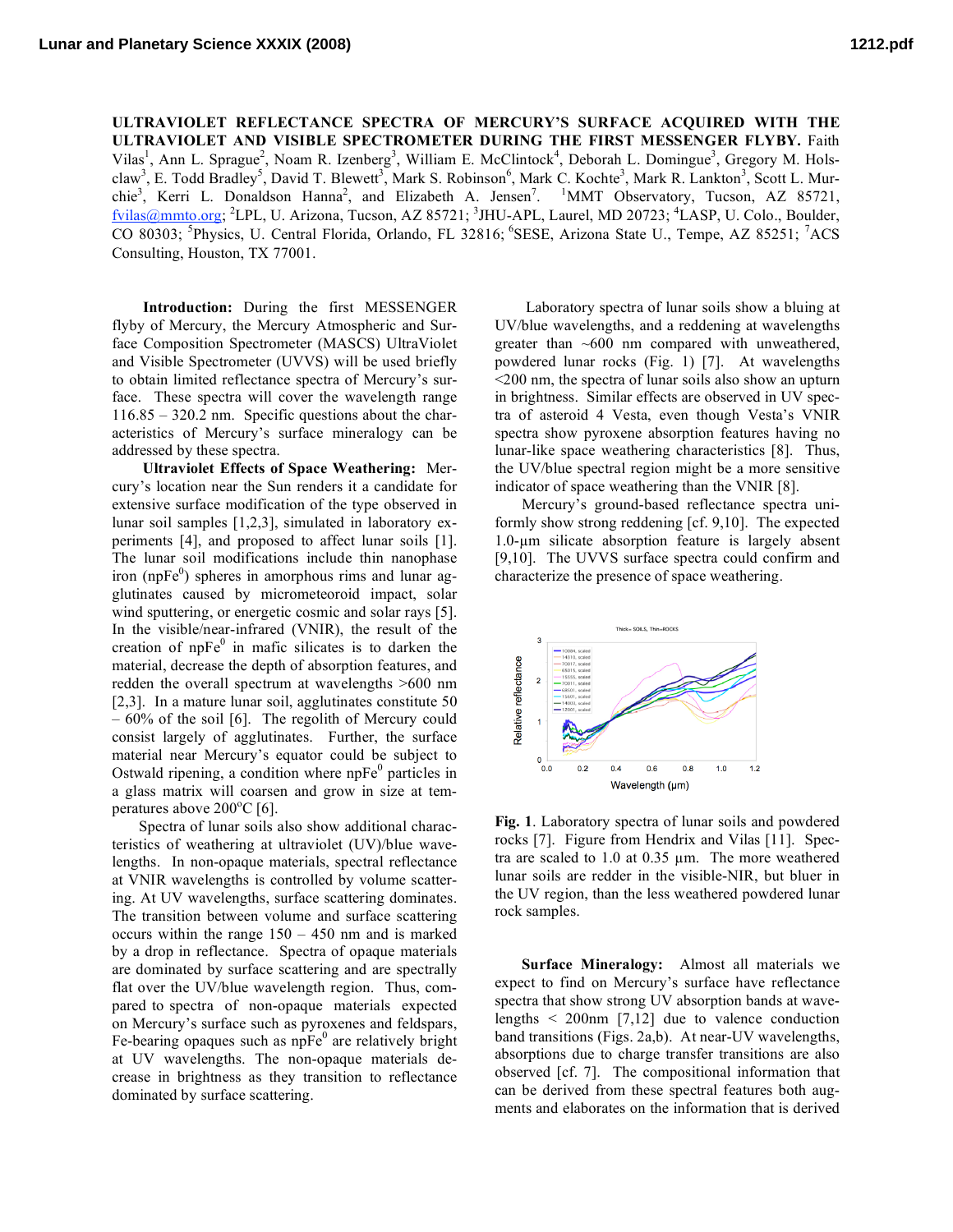# ULTRAVIOLET REFLECTANCE SPECTRA OF MERCURY'S SURFACE ACQUIRED WITH THE ULTRAVIOLET AND VISIBLE SPECTROMETER DURING THE FIRST MESSENGER FLYBY.

Faith Vilas[1], Ann L. Sprague[2], Noam R. Izenberg[3], William E. McClintock[4], Deborah L. Domingue[3], Gregory M. Holsclaw[3], E. Todd Bradley[5], David T. Blewett[3], Mark S. Robinson[6], Mark C. Kochte[3], Mark R. Lankton[3], Scott L. Murchie[3], Kerri L. Donaldson Hanna[2], and Elizabeth A. Jensen[7]. [1]MMT Observatory, Tucson, AZ 85721, fvilas@mmto.org; [2]LPL, U. Arizona, Tucson, AZ 85721; [3]JHU-APL, Laurel, MD 20723; [4]LASP, U. Colo., Boulder, CO 80303; [5]Physics, U. Central Florida, Orlando, FL 32816; [6]SESE, Arizona State U., Tempe, AZ 85251; [7]ACS Consulting, Houston, TX 77001.

**Introduction:** During the first MESSENGER flyby of Mercury, the Mercury Atmospheric and Surface Composition Spectrometer (MASCS) UltraViolet and Visible Spectrometer (UVVS) will be used briefly to obtain limited reflectance spectra of Mercury's surface. These spectra will cover the wavelength range 116.85 – 320.2 nm. Specific questions about the characteristics of Mercury's surface mineralogy can be addressed by these spectra.

**Ultraviolet Effects of Space Weathering:** Mercury's location near the Sun renders it a candidate for extensive surface modification of the type observed in lunar soil samples [1,2,3], simulated in laboratory experiments [4], and proposed to affect lunar soils [1]. The lunar soil modifications include thin nanophase iron (npFe$^0$) spheres in amorphous rims and lunar agglutinates caused by micrometeoroid impact, solar wind sputtering, or energetic cosmic and solar rays [5]. In the visible/near-infrared (VNIR), the result of the creation of npFe$^0$ in mafic silicates is to darken the material, decrease the depth of absorption features, and redden the overall spectrum at wavelengths >600 nm [2,3]. In a mature lunar soil, agglutinates constitute 50 – 60% of the soil [6]. The regolith of Mercury could consist largely of agglutinates. Further, the surface material near Mercury's equator could be subject to Ostwald ripening, a condition where npFe$^0$ particles in a glass matrix will coarsen and grow in size at temperatures above 200°C [6].

Spectra of lunar soils also show additional characteristics of weathering at ultraviolet (UV)/blue wavelengths. In non-opaque materials, spectral reflectance at VNIR wavelengths is controlled by volume scattering. At UV wavelengths, surface scattering dominates. The transition between volume and surface scattering occurs within the range 150 – 450 nm and is marked by a drop in reflectance. Spectra of opaque materials are dominated by surface scattering and are spectrally flat over the UV/blue wavelength region. Thus, compared to spectra of non-opaque materials expected on Mercury's surface such as pyroxenes and feldspars, Fe-bearing opaques such as npFe$^0$ are relatively bright at UV wavelengths. The non-opaque materials decrease in brightness as they transition to reflectance dominated by surface scattering.

Laboratory spectra of lunar soils show a bluing at UV/blue wavelengths, and a reddening at wavelengths greater than ~600 nm compared with unweathered, powdered lunar rocks (Fig. 1) [7]. At wavelengths <200 nm, the spectra of lunar soils also show an upturn in brightness. Similar effects are observed in UV spectra of asteroid 4 Vesta, even though Vesta's VNIR spectra show pyroxene absorption features having no lunar-like space weathering characteristics [8]. Thus, the UV/blue spectral region might be a more sensitive indicator of space weathering than the VNIR [8].

Mercury's ground-based reflectance spectra uniformly show strong reddening [cf. 9,10]. The expected 1.0-μm silicate absorption feature is largely absent [9,10]. The UVVS surface spectra could confirm and characterize the presence of space weathering.

**Fig. 1**. Laboratory spectra of lunar soils and powdered rocks [7]. Figure from Hendrix and Vilas [11]. Spectra are scaled to 1.0 at 0.35 μm. The more weathered lunar soils are redder in the visible-NIR, but bluer in the UV region, than the less weathered powdered lunar rock samples.

**Surface Mineralogy:** Almost all materials we expect to find on Mercury's surface have reflectance spectra that show strong UV absorption bands at wavelengths < 200nm [7,12] due to valence conduction band transitions (Figs. 2a,b). At near-UV wavelengths, absorptions due to charge transfer transitions are also observed [cf. 7]. The compositional information that can be derived from these spectral features both augments and elaborates on the information that is derived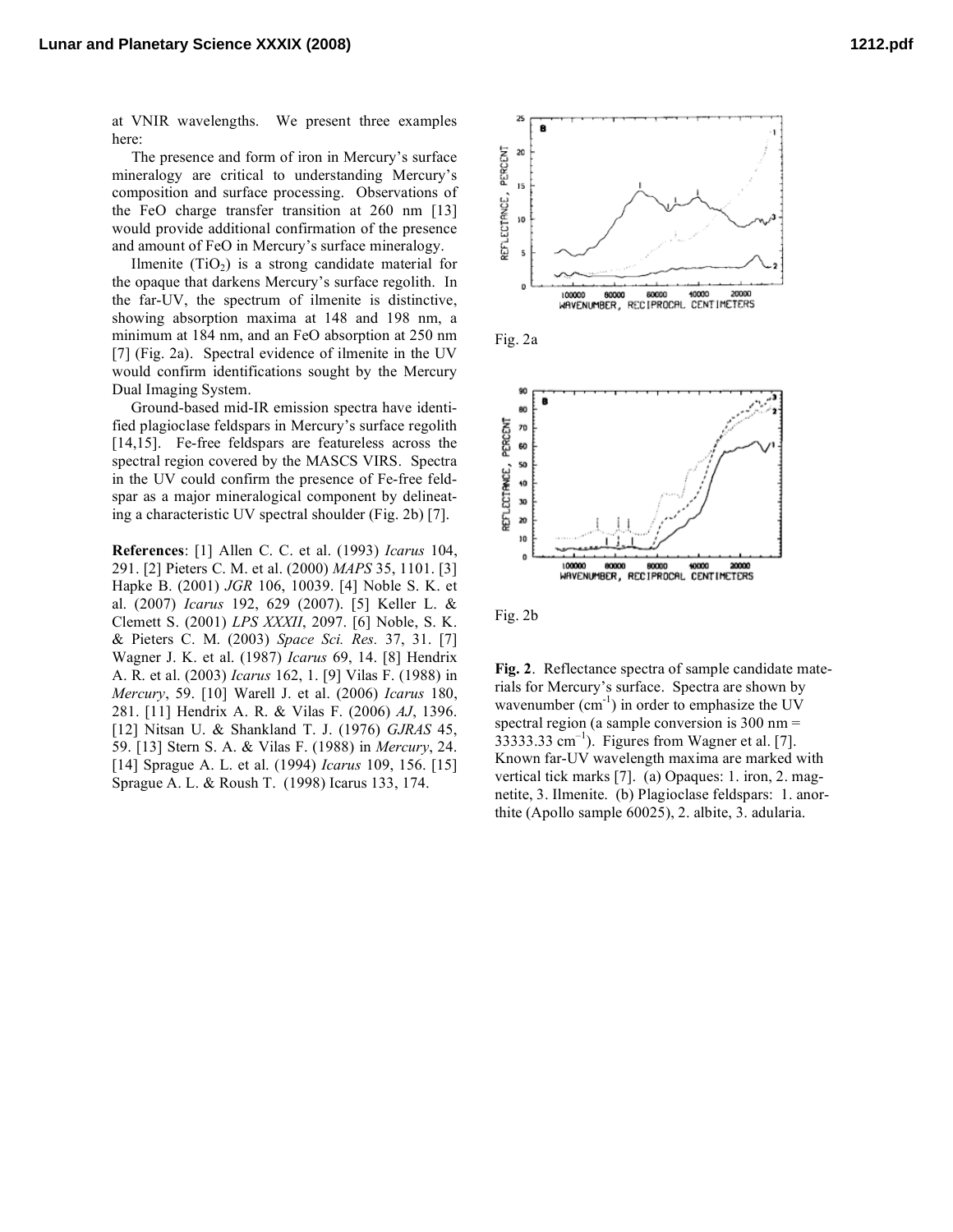at VNIR wavelengths. We present three examples here:

The presence and form of iron in Mercury's surface mineralogy are critical to understanding Mercury's composition and surface processing. Observations of the FeO charge transfer transition at 260 nm [13] would provide additional confirmation of the presence and amount of FeO in Mercury's surface mineralogy.

Ilmenite ($TiO_2$) is a strong candidate material for the opaque that darkens Mercury's surface regolith. In the far-UV, the spectrum of ilmenite is distinctive, showing absorption maxima at 148 and 198 nm, a minimum at 184 nm, and an FeO absorption at 250 nm [7] (Fig. 2a). Spectral evidence of ilmenite in the UV would confirm identifications sought by the Mercury Dual Imaging System.

Ground-based mid-IR emission spectra have identified plagioclase feldspars in Mercury's surface regolith [14,15]. Fe-free feldspars are featureless across the spectral region covered by the MASCS VIRS. Spectra in the UV could confirm the presence of Fe-free feldspar as a major mineralogical component by delineating a characteristic UV spectral shoulder (Fig. 2b) [7].

**References**: [1] Allen C. C. et al. (1993) *Icarus* 104, 291. [2] Pieters C. M. et al. (2000) *MAPS* 35, 1101. [3] Hapke B. (2001) *JGR* 106, 10039. [4] Noble S. K. et al. (2007) *Icarus* 192, 629 (2007). [5] Keller L. & Clemett S. (2001) *LPS XXXII*, 2097. [6] Noble, S. K. & Pieters C. M. (2003) *Space Sci. Res.* 37, 31. [7] Wagner J. K. et al. (1987) *Icarus* 69, 14. [8] Hendrix A. R. et al. (2003) *Icarus* 162, 1. [9] Vilas F. (1988) in *Mercury*, 59. [10] Warell J. et al. (2006) *Icarus* 180, 281. [11] Hendrix A. R. & Vilas F. (2006) *AJ*, 1396. [12] Nitsan U. & Shankland T. J. (1976) *GJRAS* 45, 59. [13] Stern S. A. & Vilas F. (1988) in *Mercury*, 24. [14] Sprague A. L. et al. (1994) *Icarus* 109, 156. [15] Sprague A. L. & Roush T. (1998) Icarus 133, 174.

B

REFLECTANCE, PERCENT

25
20
15
10
5
0

100000 80000 60000 40000 20000

WAVENUMBER, RECIPROCAL CENTIMETERS

1
2
3

Fig. 2a

B

REFLECTANCE, PERCENT

90
80
70
60
50
40
30
20
10
0

100000 80000 60000 40000 20000

WAVENUMBER, RECIPROCAL CENTIMETERS

1
2
3

Fig. 2b

**Fig. 2**. Reflectance spectra of sample candidate materials for Mercury's surface. Spectra are shown by wavenumber ($cm^{-1}$) in order to emphasize the UV spectral region (a sample conversion is 300 nm = 33333.33 $cm^{-1}$). Figures from Wagner et al. [7]. Known far-UV wavelength maxima are marked with vertical tick marks [7]. (a) Opaques: 1. iron, 2. magnetite, 3. Ilmenite. (b) Plagioclase feldspars: 1. anorthite (Apollo sample 60025), 2. albite, 3. adularia.